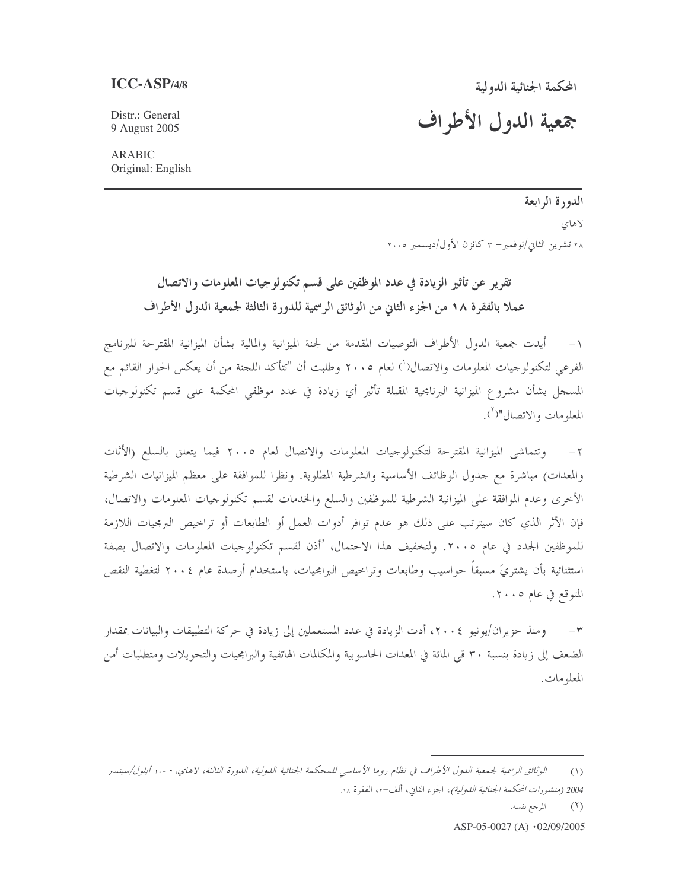ICC-ASP/4/8

Distr.: General
9 August 2005

ARABIC
Original: English

المحكمة الجنائية الدولية

# جمعية الدول الأطراف

الدورة الرابعة

لاهاي

٢٨ تشرين الثاني/نوفمبر – ٣ كانون الأول/ديسمبر ٢٠٠٥

## تقرير عن تأثير الزيادة في عدد الموظفين على قسم تكنولوجيات المعلومات والاتصال عملا بالفقرة ١٨ من الجزء الثاني من الوثائق الرسمية للدورة الثالثة لجمعية الدول الأطراف

١- أيدت جمعية الدول الأطراف التوصيات المقدمة من لجنة الميزانية والمالية بشأن الميزانية المقترحة للبرنامج الفرعي لتكنولوجيات المعلومات والاتصال[1] لعام ٢٠٠٥ وطلبت أن "تتأكد اللجنة من أن يعكس الحوار القائم مع المسجل بشأن مشروع الميزانية البرنامجية المقبلة تأثير أي زيادة في عدد موظفي المحكمة على قسم تكنولوجيات المعلومات والاتصال"[2].

٢- وتتماشى الميزانية المقترحة لتكنولوجيات المعلومات والاتصال لعام ٢٠٠٥ فيما يتعلق بالسلع (الأثاث والمعدات) مباشرة مع جدول الوظائف الأساسية والشرطية المطلوبة. ونظرا للموافقة على معظم الميزانيات الشرطية الأخرى وعدم الموافقة على الميزانية الشرطية للموظفين والسلع والخدمات لقسم تكنولوجيات المعلومات والاتصال، فإن الأثر الذي كان سيترتب على ذلك هو عدم توافر أدوات العمل أو الطابعات أو تراخيص البرمجيات اللازمة للموظفين الجدد في عام ٢٠٠٥. ولتخفيف هذا الاحتمال، أُذن لقسم تكنولوجيات المعلومات والاتصال بصفة استثنائية بأن يشتريَ مسبقاً حواسيب وطابعات وتراخيص البرامجيات، باستخدام أرصدة عام ٢٠٠٤ لتغطية النقص المتوقع في عام ٢٠٠٥.

٣- ومنذ حزيران/يونيو ٢٠٠٤، أدت الزيادة في عدد المستعملين إلى زيادة في حركة التطبيقات والبيانات بمقدار الضعف إلى زيادة بنسبة ٣٠ في المائة في المعدات الحاسوبية والمكالمات الهاتفية والبرامجيات والتحويلات ومتطلبات أمن المعلومات.

---

(١) *الوثائق الرسمية لجمعية الدول الأطراف في نظام روما الأساسي للمحكمة الجنائية الدولية، الدورة الثالثة، لاهاي، ٦-١٠ أيلول/سبتمبر 2004 (منشورات المحكمة الجنائية الدولية)*، الجزء الثاني، ألف-٢، الفقرة ١٨.

(٢) المرجع نفسه.

ASP-05-0027 (A) ·02/09/2005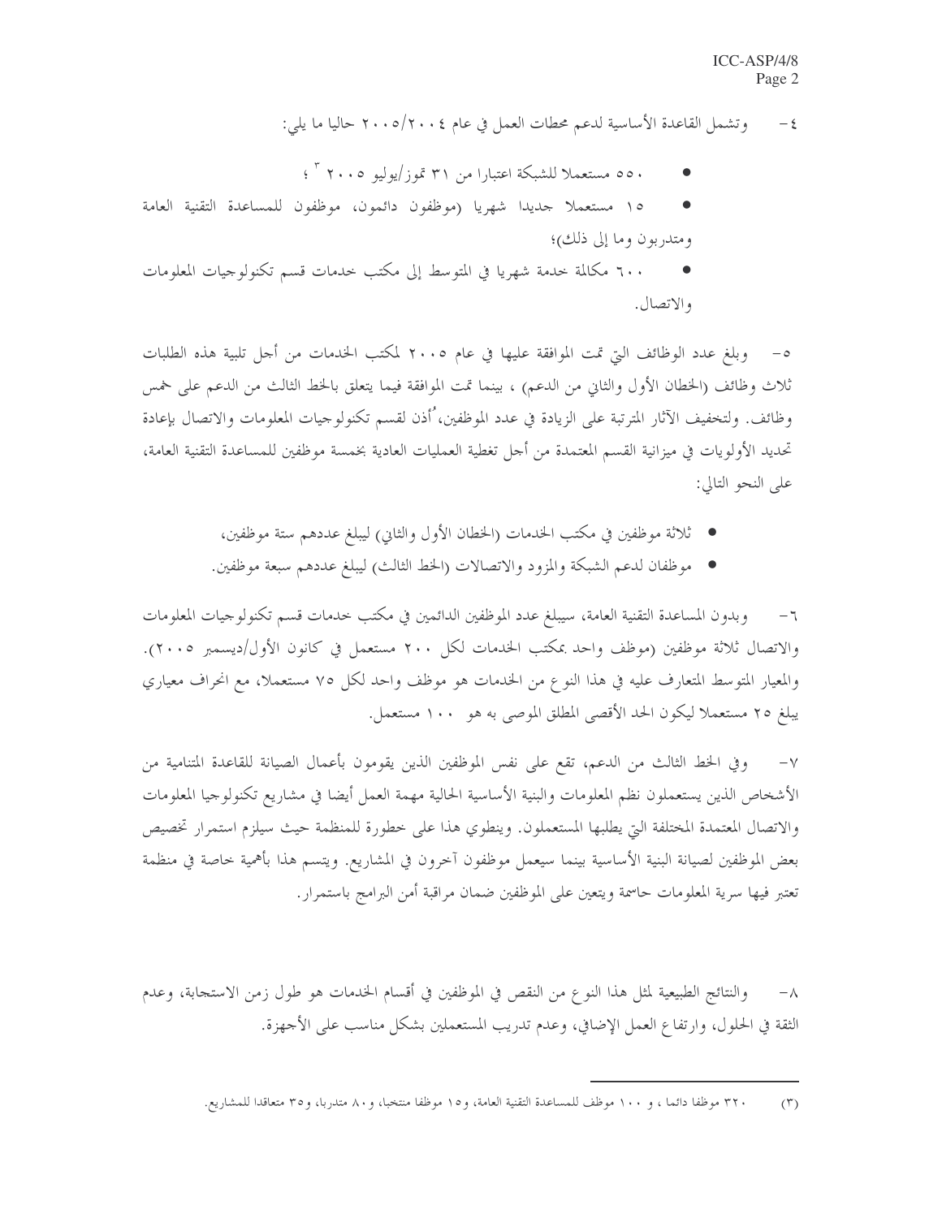٤ - وتشمل القاعدة الأساسية لدعم محطات العمل في عام ٢٠٠٤/٢٠٠٥ حاليا ما يلي:

- ٥٥٠ مستعملا للشبكة اعتبارا من ٣١ تموز/يوليو ٢٠٠٥ [٣]؛
- ١٥ مستعملا جديدا شهريا (موظفون دائمون، موظفون للمساعدة التقنية العامة ومتدربون وما إلى ذلك)؛
- ٦٠٠ مكالمة خدمة شهريا في المتوسط إلى مكتب خدمات قسم تكنولوجيات المعلومات والاتصال.

٥ - وبلغ عدد الوظائف التي تمت الموافقة عليها في عام ٢٠٠٥ لمكتب الخدمات من أجل تلبية هذه الطلبات ثلاث وظائف (الخطان الأول والثاني من الدعم) ، بينما تمت الموافقة فيما يتعلق بالخط الثالث من الدعم على خمس وظائف. ولتخفيف الآثار المترتبة على الزيادة في عدد الموظفين، أُذن لقسم تكنولوجيات المعلومات والاتصال بإعادة تحديد الأولويات في ميزانية القسم المعتمدة من أجل تغطية العمليات العادية بخمسة موظفين للمساعدة التقنية العامة، على النحو التالي:

- ثلاثة موظفين في مكتب الخدمات (الخطان الأول والثاني) ليبلغ عددهم ستة موظفين،
- موظفان لدعم الشبكة والمزود والاتصالات (الخط الثالث) ليبلغ عددهم سبعة موظفين.

٦ - وبدون المساعدة التقنية العامة، سيبلغ عدد الموظفين الدائمين في مكتب خدمات قسم تكنولوجيات المعلومات والاتصال ثلاثة موظفين (موظف واحد بمكتب الخدمات لكل ٢٠٠ مستعمل في كانون الأول/ديسمبر ٢٠٠٥). والمعيار المتوسط المتعارف عليه في هذا النوع من الخدمات هو موظف واحد لكل ٧٥ مستعملا، مع انحراف معياري يبلغ ٢٥ مستعملا ليكون الحد الأقصى المطلق الموصى به هو ١٠٠ مستعمل.

٧ - وفي الخط الثالث من الدعم، تقع على نفس الموظفين الذين يقومون بأعمال الصيانة للقاعدة المتنامية من الأشخاص الذين يستعملون نظم المعلومات والبنية الأساسية الحالية مهمة العمل أيضا في مشاريع تكنولوجيا المعلومات والاتصال المعتمدة المختلفة التي يطلبها المستعملون. وينطوي هذا على خطورة للمنظمة حيث سيلزم استمرار تخصيص بعض الموظفين لصيانة البنية الأساسية بينما سيعمل موظفون آخرون في المشاريع. ويتسم هذا بأهمية خاصة في منظمة تعتبر فيها سرية المعلومات حاسمة ويتعين على الموظفين ضمان مراقبة أمن البرامج باستمرار.

٨ - والنتائج الطبيعية لمثل هذا النوع من النقص في الموظفين في أقسام الخدمات هو طول زمن الاستجابة، وعدم الثقة في الحلول، وارتفاع العمل الإضافي، وعدم تدريب المستعملين بشكل مناسب على الأجهزة.

---

(٣) ٣٢٠ موظفا دائما ، و ١٠٠ موظف للمساعدة التقنية العامة، و١٥ موظفا منتخبا، و٨٠ متدربا، و٣٥ متعاقدا للمشاريع.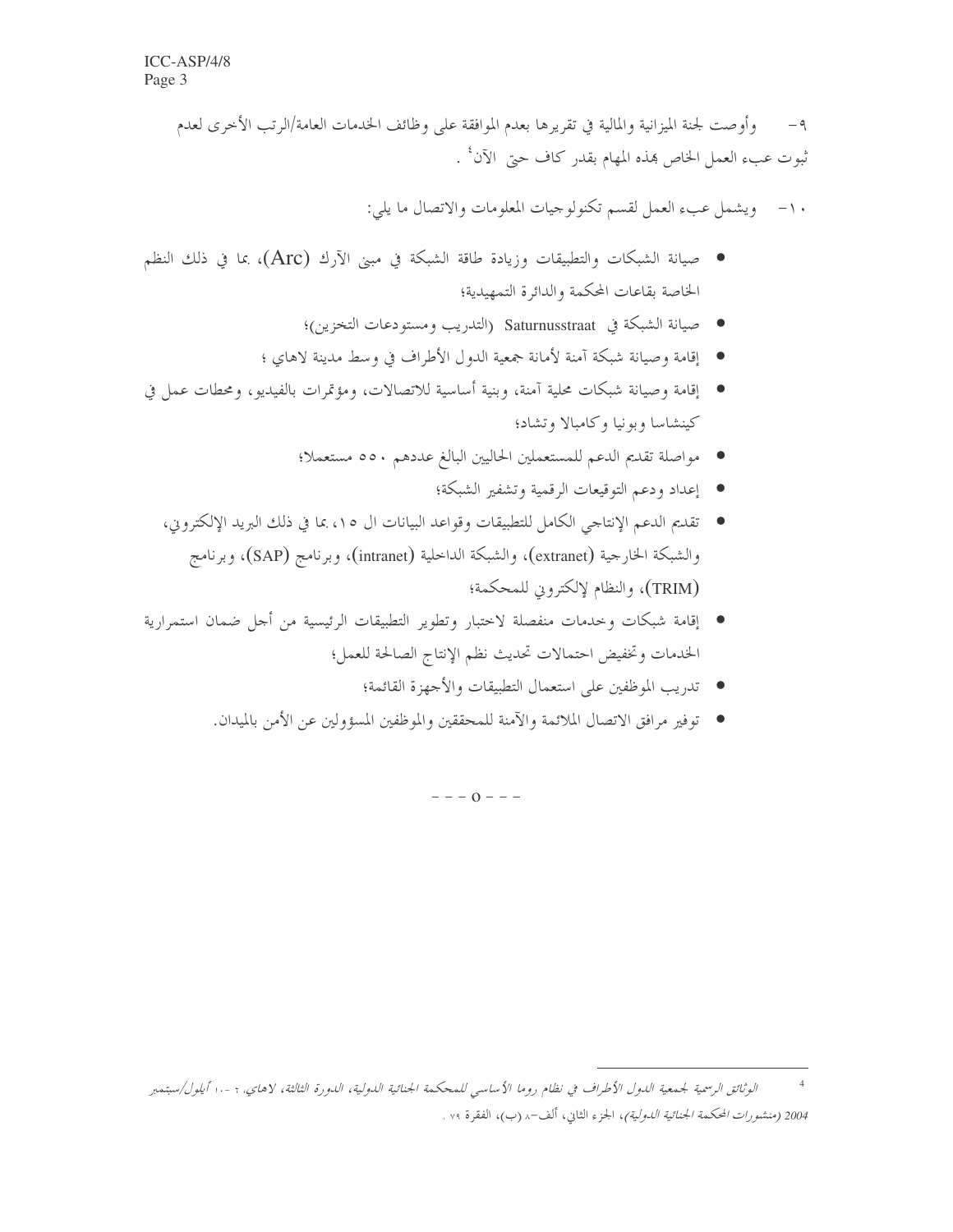٩- وأوصت لجنة الميزانية والمالية في تقريرها بعدم الموافقة على وظائف الخدمات العامة/الرتب الأخرى لعدم ثبوت عبء العمل الخاص بهذه المهام بقدر كاف حتى الآن[4] .

١٠- ويشمل عبء العمل لقسم تكنولوجيات المعلومات والاتصال ما يلي:

- صيانة الشبكات والتطبيقات وزيادة طاقة الشبكة في مبنى الآرك (Arc)، بما في ذلك النظم الخاصة بقاعات المحكمة والدائرة التمهيدية؛
- صيانة الشبكة في Saturnusstraat (التدريب ومستودعات التخزين)؛
- إقامة وصيانة شبكة آمنة لأمانة جمعية الدول الأطراف في وسط مدينة لاهاي ؛
- إقامة وصيانة شبكات محلية آمنة، وبنية أساسية للاتصالات، ومؤتمرات بالفيديو، ومحطات عمل في كينشاسا وبونيا وكامبالا وتشاد؛
- مواصلة تقديم الدعم للمستعملين الحاليين البالغ عددهم ٥٥٠ مستعملا؛
- إعداد ودعم التوقيعات الرقمية وتشفير الشبكة؛
- تقديم الدعم الإنتاجي الكامل للتطبيقات وقواعد البيانات ال ١٥، بما في ذلك البريد الإلكتروني، والشبكة الخارجية (extranet)، والشبكة الداخلية (intranet)، وبرنامج (SAP)، وبرنامج (TRIM)، والنظام لإلكتروني للمحكمة؛
- إقامة شبكات وخدمات منفصلة لاختبار وتطوير التطبيقات الرئيسية من أجل ضمان استمرارية الخدمات وتخفيض احتمالات تحديث نظم الإنتاج الصالحة للعمل؛
- تدريب الموظفين على استعمال التطبيقات والأجهزة القائمة؛
- توفير مرافق الاتصال الملائمة والآمنة للمحققين والموظفين المسؤولين عن الأمن بالميدان.

--- o ---

[4] *الوثائق الرسمية لجمعية الدول الأطراف في نظام روما الأساسي للمحكمة الجنائية الدولية، الدورة الثالثة، لاهاي، ٦-١٠ أيلول/سبتمبر 2004 (منشورات المحكمة الجنائية الدولية)*، الجزء الثاني، ألف-٨ (ب)، الفقرة ٧٩ .